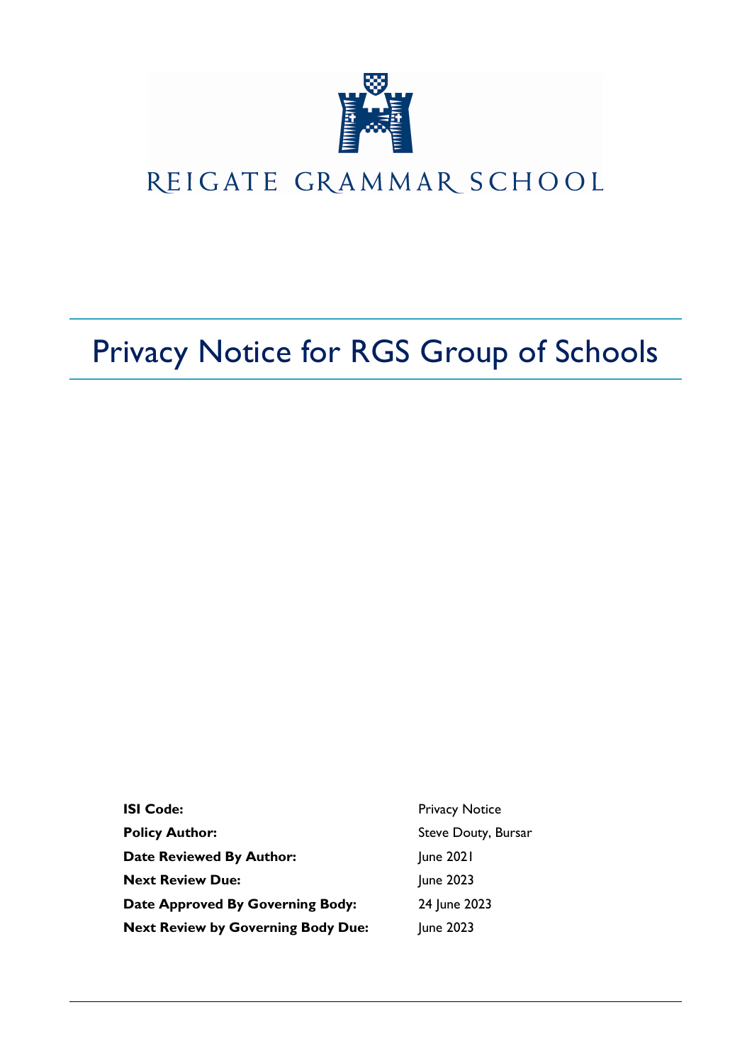REIGATE GRAMMAR SCHOOL

# Privacy Notice for RGS Group of Schools

| | |
|---|---|
| **ISI Code:** | Privacy Notice |
| **Policy Author:** | Steve Douty, Bursar |
| **Date Reviewed By Author:** | June 2021 |
| **Next Review Due:** | June 2023 |
| **Date Approved By Governing Body:** | 24 June 2023 |
| **Next Review by Governing Body Due:** | June 2023 |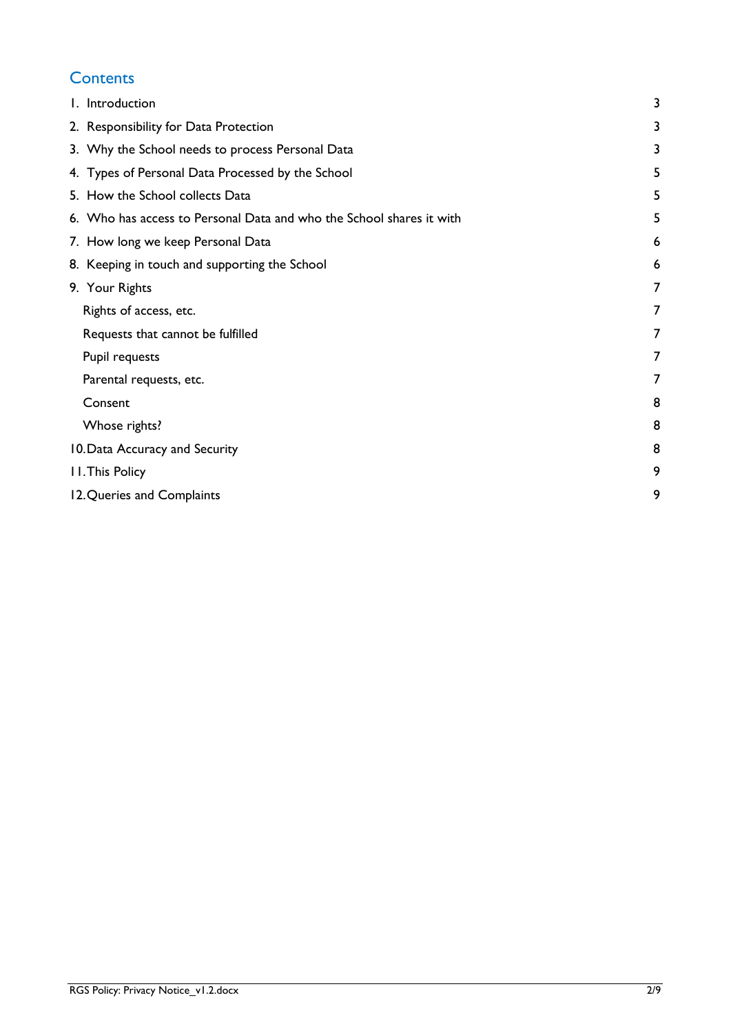## Contents

1. Introduction 3
2. Responsibility for Data Protection 3
3. Why the School needs to process Personal Data 3
4. Types of Personal Data Processed by the School 5
5. How the School collects Data 5
6. Who has access to Personal Data and who the School shares it with 5
7. How long we keep Personal Data 6
8. Keeping in touch and supporting the School 6
9. Your Rights 7
   - Rights of access, etc. 7
   - Requests that cannot be fulfilled 7
   - Pupil requests 7
   - Parental requests, etc. 7
   - Consent 8
   - Whose rights? 8
10. Data Accuracy and Security 8
11. This Policy 9
12. Queries and Complaints 9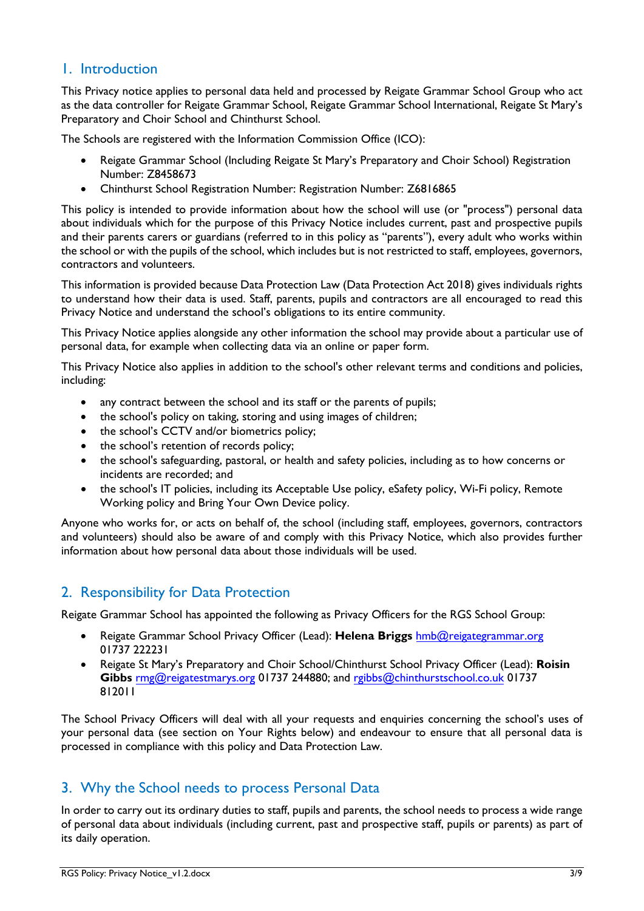## 1. Introduction

This Privacy notice applies to personal data held and processed by Reigate Grammar School Group who act as the data controller for Reigate Grammar School, Reigate Grammar School International, Reigate St Mary's Preparatory and Choir School and Chinthurst School.

The Schools are registered with the Information Commission Office (ICO):

- Reigate Grammar School (Including Reigate St Mary's Preparatory and Choir School) Registration Number: Z8458673
- Chinthurst School Registration Number: Registration Number: Z6816865

This policy is intended to provide information about how the school will use (or "process") personal data about individuals which for the purpose of this Privacy Notice includes current, past and prospective pupils and their parents carers or guardians (referred to in this policy as "parents"), every adult who works within the school or with the pupils of the school, which includes but is not restricted to staff, employees, governors, contractors and volunteers.

This information is provided because Data Protection Law (Data Protection Act 2018) gives individuals rights to understand how their data is used. Staff, parents, pupils and contractors are all encouraged to read this Privacy Notice and understand the school's obligations to its entire community.

This Privacy Notice applies alongside any other information the school may provide about a particular use of personal data, for example when collecting data via an online or paper form.

This Privacy Notice also applies in addition to the school's other relevant terms and conditions and policies, including:

- any contract between the school and its staff or the parents of pupils;
- the school's policy on taking, storing and using images of children;
- the school's CCTV and/or biometrics policy;
- the school's retention of records policy;
- the school's safeguarding, pastoral, or health and safety policies, including as to how concerns or incidents are recorded; and
- the school's IT policies, including its Acceptable Use policy, eSafety policy, Wi-Fi policy, Remote Working policy and Bring Your Own Device policy.

Anyone who works for, or acts on behalf of, the school (including staff, employees, governors, contractors and volunteers) should also be aware of and comply with this Privacy Notice, which also provides further information about how personal data about those individuals will be used.

## 2. Responsibility for Data Protection

Reigate Grammar School has appointed the following as Privacy Officers for the RGS School Group:

- Reigate Grammar School Privacy Officer (Lead): **Helena Briggs** hmb@reigategrammar.org 01737 222231
- Reigate St Mary's Preparatory and Choir School/Chinthurst School Privacy Officer (Lead): **Roisin Gibbs** rmg@reigatestmarys.org 01737 244880; and rgibbs@chinthurstschool.co.uk 01737 812011

The School Privacy Officers will deal with all your requests and enquiries concerning the school's uses of your personal data (see section on Your Rights below) and endeavour to ensure that all personal data is processed in compliance with this policy and Data Protection Law.

## 3. Why the School needs to process Personal Data

In order to carry out its ordinary duties to staff, pupils and parents, the school needs to process a wide range of personal data about individuals (including current, past and prospective staff, pupils or parents) as part of its daily operation.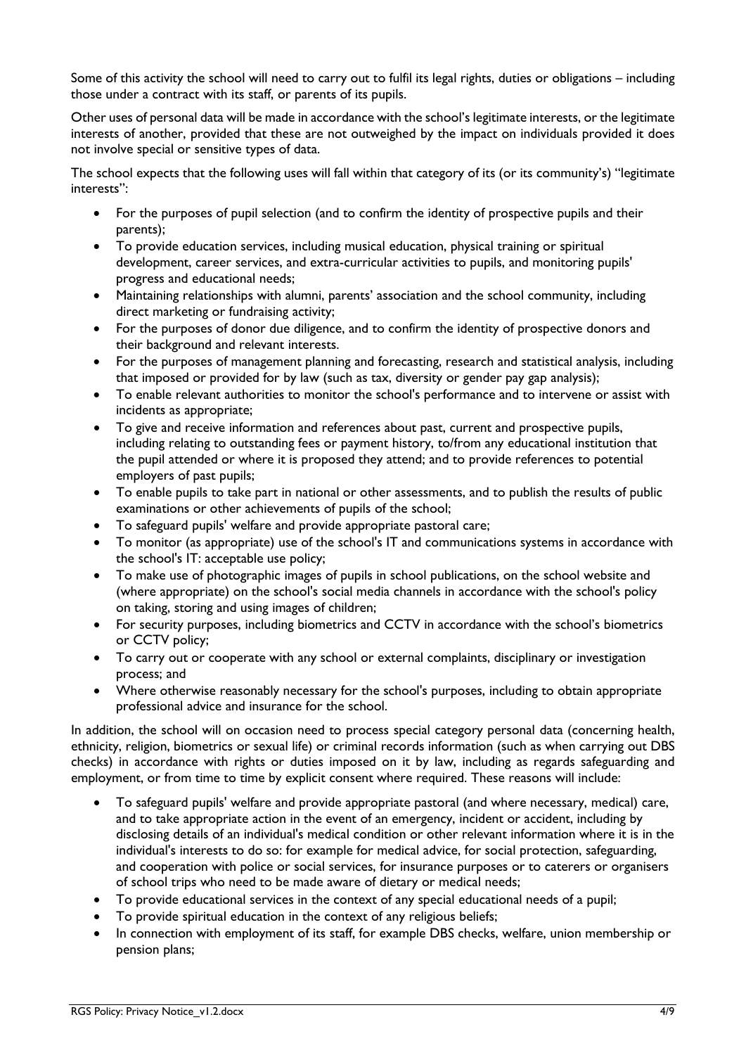Some of this activity the school will need to carry out to fulfil its legal rights, duties or obligations – including those under a contract with its staff, or parents of its pupils.

Other uses of personal data will be made in accordance with the school's legitimate interests, or the legitimate interests of another, provided that these are not outweighed by the impact on individuals provided it does not involve special or sensitive types of data.

The school expects that the following uses will fall within that category of its (or its community's) "legitimate interests":

- For the purposes of pupil selection (and to confirm the identity of prospective pupils and their parents);
- To provide education services, including musical education, physical training or spiritual development, career services, and extra-curricular activities to pupils, and monitoring pupils' progress and educational needs;
- Maintaining relationships with alumni, parents' association and the school community, including direct marketing or fundraising activity;
- For the purposes of donor due diligence, and to confirm the identity of prospective donors and their background and relevant interests.
- For the purposes of management planning and forecasting, research and statistical analysis, including that imposed or provided for by law (such as tax, diversity or gender pay gap analysis);
- To enable relevant authorities to monitor the school's performance and to intervene or assist with incidents as appropriate;
- To give and receive information and references about past, current and prospective pupils, including relating to outstanding fees or payment history, to/from any educational institution that the pupil attended or where it is proposed they attend; and to provide references to potential employers of past pupils;
- To enable pupils to take part in national or other assessments, and to publish the results of public examinations or other achievements of pupils of the school;
- To safeguard pupils' welfare and provide appropriate pastoral care;
- To monitor (as appropriate) use of the school's IT and communications systems in accordance with the school's IT: acceptable use policy;
- To make use of photographic images of pupils in school publications, on the school website and (where appropriate) on the school's social media channels in accordance with the school's policy on taking, storing and using images of children;
- For security purposes, including biometrics and CCTV in accordance with the school's biometrics or CCTV policy;
- To carry out or cooperate with any school or external complaints, disciplinary or investigation process; and
- Where otherwise reasonably necessary for the school's purposes, including to obtain appropriate professional advice and insurance for the school.

In addition, the school will on occasion need to process special category personal data (concerning health, ethnicity, religion, biometrics or sexual life) or criminal records information (such as when carrying out DBS checks) in accordance with rights or duties imposed on it by law, including as regards safeguarding and employment, or from time to time by explicit consent where required. These reasons will include:

- To safeguard pupils' welfare and provide appropriate pastoral (and where necessary, medical) care, and to take appropriate action in the event of an emergency, incident or accident, including by disclosing details of an individual's medical condition or other relevant information where it is in the individual's interests to do so: for example for medical advice, for social protection, safeguarding, and cooperation with police or social services, for insurance purposes or to caterers or organisers of school trips who need to be made aware of dietary or medical needs;
- To provide educational services in the context of any special educational needs of a pupil;
- To provide spiritual education in the context of any religious beliefs;
- In connection with employment of its staff, for example DBS checks, welfare, union membership or pension plans;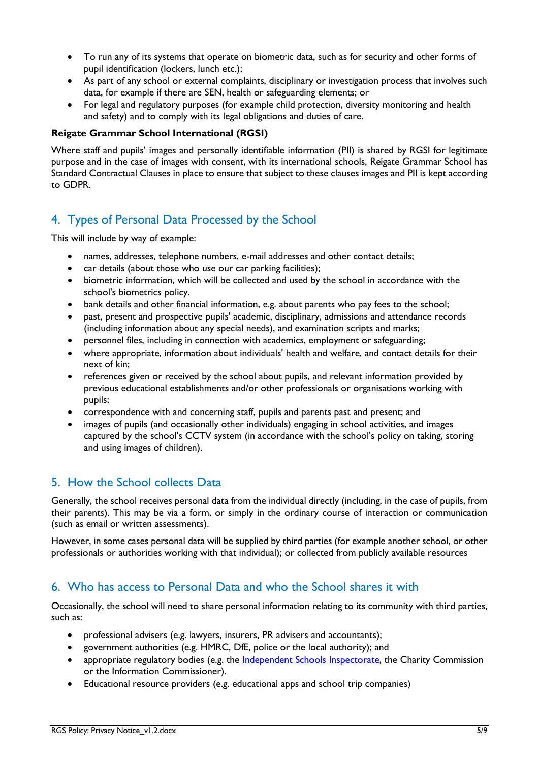- To run any of its systems that operate on biometric data, such as for security and other forms of pupil identification (lockers, lunch etc.);
- As part of any school or external complaints, disciplinary or investigation process that involves such data, for example if there are SEN, health or safeguarding elements; or
- For legal and regulatory purposes (for example child protection, diversity monitoring and health and safety) and to comply with its legal obligations and duties of care.

**Reigate Grammar School International (RGSI)**

Where staff and pupils' images and personally identifiable information (PII) is shared by RGSI for legitimate purpose and in the case of images with consent, with its international schools, Reigate Grammar School has Standard Contractual Clauses in place to ensure that subject to these clauses images and PII is kept according to GDPR.

## 4. Types of Personal Data Processed by the School

This will include by way of example:

- names, addresses, telephone numbers, e-mail addresses and other contact details;
- car details (about those who use our car parking facilities);
- biometric information, which will be collected and used by the school in accordance with the school's biometrics policy.
- bank details and other financial information, e.g. about parents who pay fees to the school;
- past, present and prospective pupils' academic, disciplinary, admissions and attendance records (including information about any special needs), and examination scripts and marks;
- personnel files, including in connection with academics, employment or safeguarding;
- where appropriate, information about individuals' health and welfare, and contact details for their next of kin;
- references given or received by the school about pupils, and relevant information provided by previous educational establishments and/or other professionals or organisations working with pupils;
- correspondence with and concerning staff, pupils and parents past and present; and
- images of pupils (and occasionally other individuals) engaging in school activities, and images captured by the school's CCTV system (in accordance with the school's policy on taking, storing and using images of children).

## 5. How the School collects Data

Generally, the school receives personal data from the individual directly (including, in the case of pupils, from their parents). This may be via a form, or simply in the ordinary course of interaction or communication (such as email or written assessments).

However, in some cases personal data will be supplied by third parties (for example another school, or other professionals or authorities working with that individual); or collected from publicly available resources

## 6. Who has access to Personal Data and who the School shares it with

Occasionally, the school will need to share personal information relating to its community with third parties, such as:

- professional advisers (e.g. lawyers, insurers, PR advisers and accountants);
- government authorities (e.g. HMRC, DfE, police or the local authority); and
- appropriate regulatory bodies (e.g. the Independent Schools Inspectorate, the Charity Commission or the Information Commissioner).
- Educational resource providers (e.g. educational apps and school trip companies)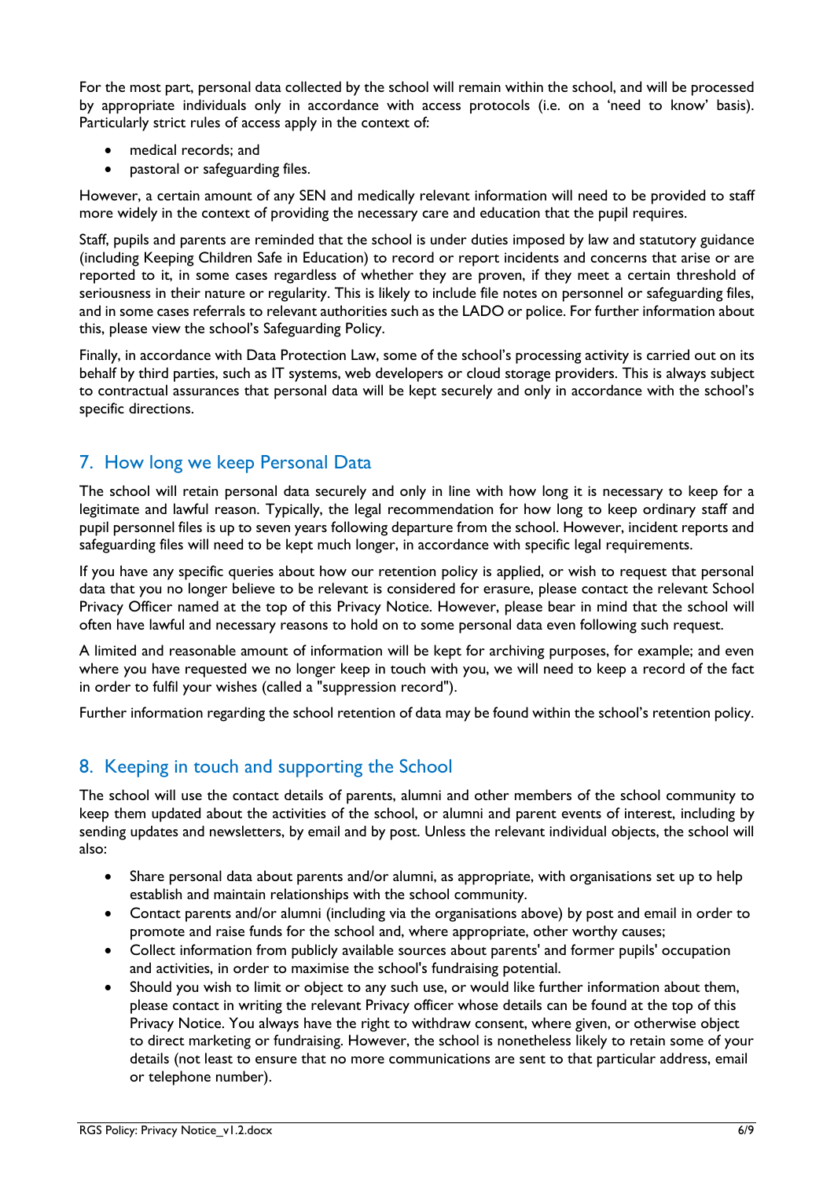For the most part, personal data collected by the school will remain within the school, and will be processed by appropriate individuals only in accordance with access protocols (i.e. on a 'need to know' basis). Particularly strict rules of access apply in the context of:

- medical records; and
- pastoral or safeguarding files.

However, a certain amount of any SEN and medically relevant information will need to be provided to staff more widely in the context of providing the necessary care and education that the pupil requires.

Staff, pupils and parents are reminded that the school is under duties imposed by law and statutory guidance (including Keeping Children Safe in Education) to record or report incidents and concerns that arise or are reported to it, in some cases regardless of whether they are proven, if they meet a certain threshold of seriousness in their nature or regularity. This is likely to include file notes on personnel or safeguarding files, and in some cases referrals to relevant authorities such as the LADO or police. For further information about this, please view the school's Safeguarding Policy.

Finally, in accordance with Data Protection Law, some of the school's processing activity is carried out on its behalf by third parties, such as IT systems, web developers or cloud storage providers. This is always subject to contractual assurances that personal data will be kept securely and only in accordance with the school's specific directions.

## 7. How long we keep Personal Data

The school will retain personal data securely and only in line with how long it is necessary to keep for a legitimate and lawful reason. Typically, the legal recommendation for how long to keep ordinary staff and pupil personnel files is up to seven years following departure from the school. However, incident reports and safeguarding files will need to be kept much longer, in accordance with specific legal requirements.

If you have any specific queries about how our retention policy is applied, or wish to request that personal data that you no longer believe to be relevant is considered for erasure, please contact the relevant School Privacy Officer named at the top of this Privacy Notice. However, please bear in mind that the school will often have lawful and necessary reasons to hold on to some personal data even following such request.

A limited and reasonable amount of information will be kept for archiving purposes, for example; and even where you have requested we no longer keep in touch with you, we will need to keep a record of the fact in order to fulfil your wishes (called a "suppression record").

Further information regarding the school retention of data may be found within the school's retention policy.

## 8. Keeping in touch and supporting the School

The school will use the contact details of parents, alumni and other members of the school community to keep them updated about the activities of the school, or alumni and parent events of interest, including by sending updates and newsletters, by email and by post. Unless the relevant individual objects, the school will also:

- Share personal data about parents and/or alumni, as appropriate, with organisations set up to help establish and maintain relationships with the school community.
- Contact parents and/or alumni (including via the organisations above) by post and email in order to promote and raise funds for the school and, where appropriate, other worthy causes;
- Collect information from publicly available sources about parents' and former pupils' occupation and activities, in order to maximise the school's fundraising potential.
- Should you wish to limit or object to any such use, or would like further information about them, please contact in writing the relevant Privacy officer whose details can be found at the top of this Privacy Notice. You always have the right to withdraw consent, where given, or otherwise object to direct marketing or fundraising. However, the school is nonetheless likely to retain some of your details (not least to ensure that no more communications are sent to that particular address, email or telephone number).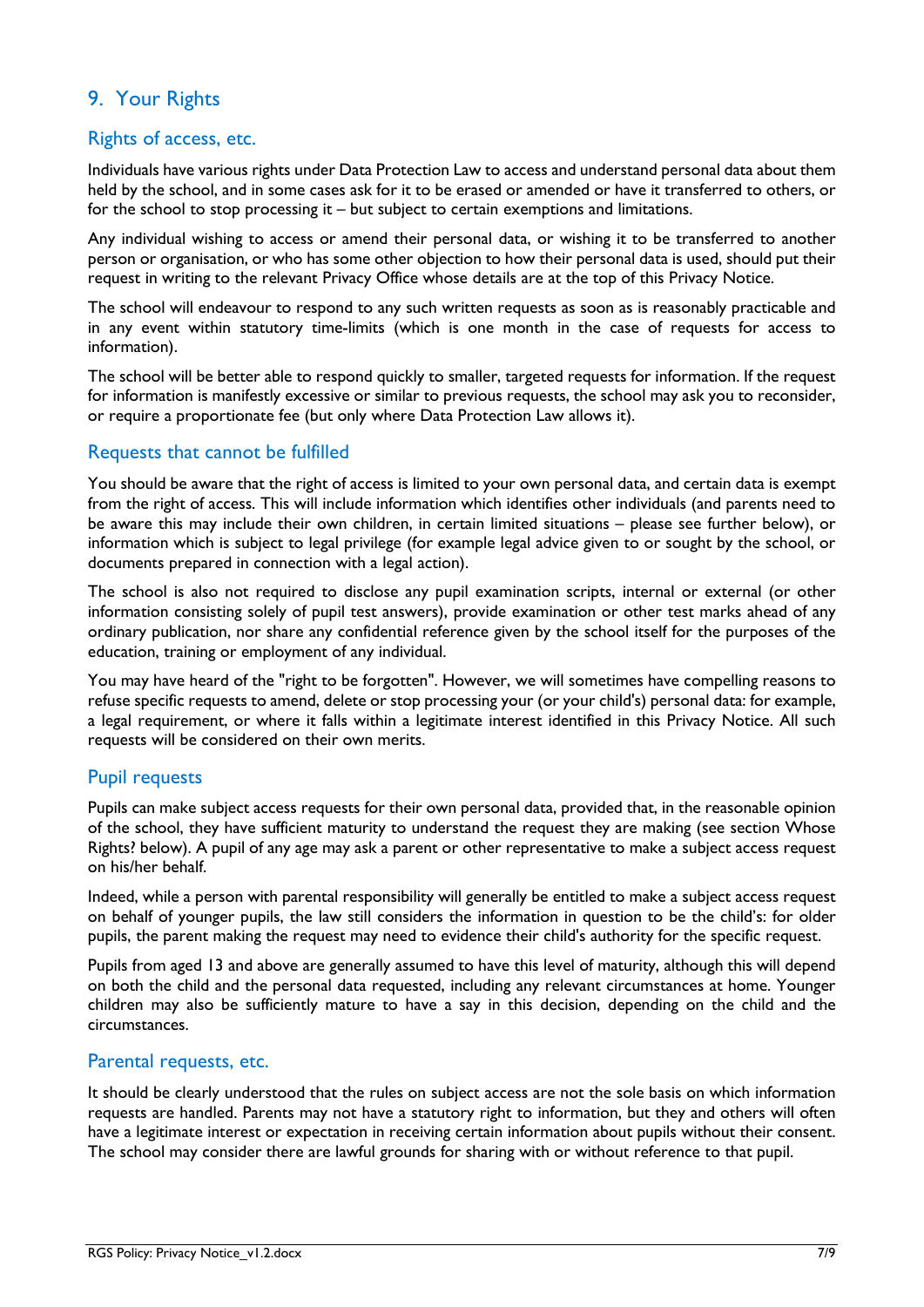## 9. Your Rights

### Rights of access, etc.

Individuals have various rights under Data Protection Law to access and understand personal data about them held by the school, and in some cases ask for it to be erased or amended or have it transferred to others, or for the school to stop processing it – but subject to certain exemptions and limitations.

Any individual wishing to access or amend their personal data, or wishing it to be transferred to another person or organisation, or who has some other objection to how their personal data is used, should put their request in writing to the relevant Privacy Office whose details are at the top of this Privacy Notice.

The school will endeavour to respond to any such written requests as soon as is reasonably practicable and in any event within statutory time-limits (which is one month in the case of requests for access to information).

The school will be better able to respond quickly to smaller, targeted requests for information. If the request for information is manifestly excessive or similar to previous requests, the school may ask you to reconsider, or require a proportionate fee (but only where Data Protection Law allows it).

### Requests that cannot be fulfilled

You should be aware that the right of access is limited to your own personal data, and certain data is exempt from the right of access. This will include information which identifies other individuals (and parents need to be aware this may include their own children, in certain limited situations – please see further below), or information which is subject to legal privilege (for example legal advice given to or sought by the school, or documents prepared in connection with a legal action).

The school is also not required to disclose any pupil examination scripts, internal or external (or other information consisting solely of pupil test answers), provide examination or other test marks ahead of any ordinary publication, nor share any confidential reference given by the school itself for the purposes of the education, training or employment of any individual.

You may have heard of the "right to be forgotten". However, we will sometimes have compelling reasons to refuse specific requests to amend, delete or stop processing your (or your child's) personal data: for example, a legal requirement, or where it falls within a legitimate interest identified in this Privacy Notice. All such requests will be considered on their own merits.

### Pupil requests

Pupils can make subject access requests for their own personal data, provided that, in the reasonable opinion of the school, they have sufficient maturity to understand the request they are making (see section Whose Rights? below). A pupil of any age may ask a parent or other representative to make a subject access request on his/her behalf.

Indeed, while a person with parental responsibility will generally be entitled to make a subject access request on behalf of younger pupils, the law still considers the information in question to be the child's: for older pupils, the parent making the request may need to evidence their child's authority for the specific request.

Pupils from aged 13 and above are generally assumed to have this level of maturity, although this will depend on both the child and the personal data requested, including any relevant circumstances at home. Younger children may also be sufficiently mature to have a say in this decision, depending on the child and the circumstances.

### Parental requests, etc.

It should be clearly understood that the rules on subject access are not the sole basis on which information requests are handled. Parents may not have a statutory right to information, but they and others will often have a legitimate interest or expectation in receiving certain information about pupils without their consent. The school may consider there are lawful grounds for sharing with or without reference to that pupil.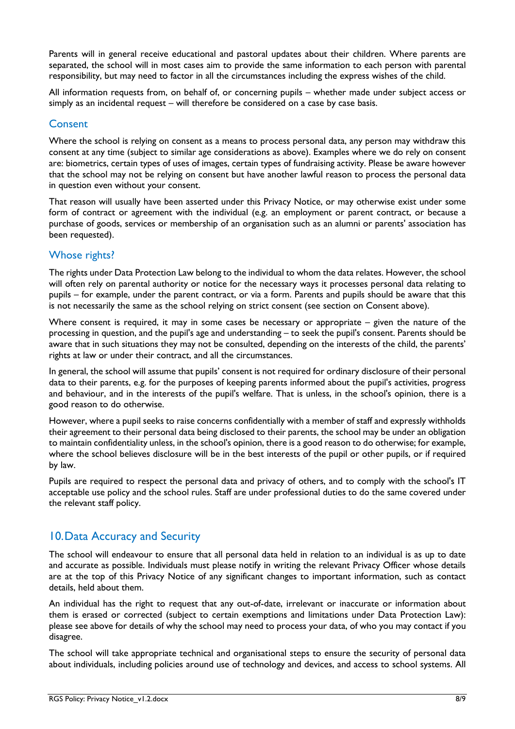Parents will in general receive educational and pastoral updates about their children. Where parents are separated, the school will in most cases aim to provide the same information to each person with parental responsibility, but may need to factor in all the circumstances including the express wishes of the child.

All information requests from, on behalf of, or concerning pupils – whether made under subject access or simply as an incidental request – will therefore be considered on a case by case basis.

### Consent

Where the school is relying on consent as a means to process personal data, any person may withdraw this consent at any time (subject to similar age considerations as above). Examples where we do rely on consent are: biometrics, certain types of uses of images, certain types of fundraising activity. Please be aware however that the school may not be relying on consent but have another lawful reason to process the personal data in question even without your consent.

That reason will usually have been asserted under this Privacy Notice, or may otherwise exist under some form of contract or agreement with the individual (e.g. an employment or parent contract, or because a purchase of goods, services or membership of an organisation such as an alumni or parents' association has been requested).

### Whose rights?

The rights under Data Protection Law belong to the individual to whom the data relates. However, the school will often rely on parental authority or notice for the necessary ways it processes personal data relating to pupils – for example, under the parent contract, or via a form. Parents and pupils should be aware that this is not necessarily the same as the school relying on strict consent (see section on Consent above).

Where consent is required, it may in some cases be necessary or appropriate – given the nature of the processing in question, and the pupil's age and understanding – to seek the pupil's consent. Parents should be aware that in such situations they may not be consulted, depending on the interests of the child, the parents' rights at law or under their contract, and all the circumstances.

In general, the school will assume that pupils' consent is not required for ordinary disclosure of their personal data to their parents, e.g. for the purposes of keeping parents informed about the pupil's activities, progress and behaviour, and in the interests of the pupil's welfare. That is unless, in the school's opinion, there is a good reason to do otherwise.

However, where a pupil seeks to raise concerns confidentially with a member of staff and expressly withholds their agreement to their personal data being disclosed to their parents, the school may be under an obligation to maintain confidentiality unless, in the school's opinion, there is a good reason to do otherwise; for example, where the school believes disclosure will be in the best interests of the pupil or other pupils, or if required by law.

Pupils are required to respect the personal data and privacy of others, and to comply with the school's IT acceptable use policy and the school rules. Staff are under professional duties to do the same covered under the relevant staff policy.

## 10. Data Accuracy and Security

The school will endeavour to ensure that all personal data held in relation to an individual is as up to date and accurate as possible. Individuals must please notify in writing the relevant Privacy Officer whose details are at the top of this Privacy Notice of any significant changes to important information, such as contact details, held about them.

An individual has the right to request that any out-of-date, irrelevant or inaccurate or information about them is erased or corrected (subject to certain exemptions and limitations under Data Protection Law): please see above for details of why the school may need to process your data, of who you may contact if you disagree.

The school will take appropriate technical and organisational steps to ensure the security of personal data about individuals, including policies around use of technology and devices, and access to school systems. All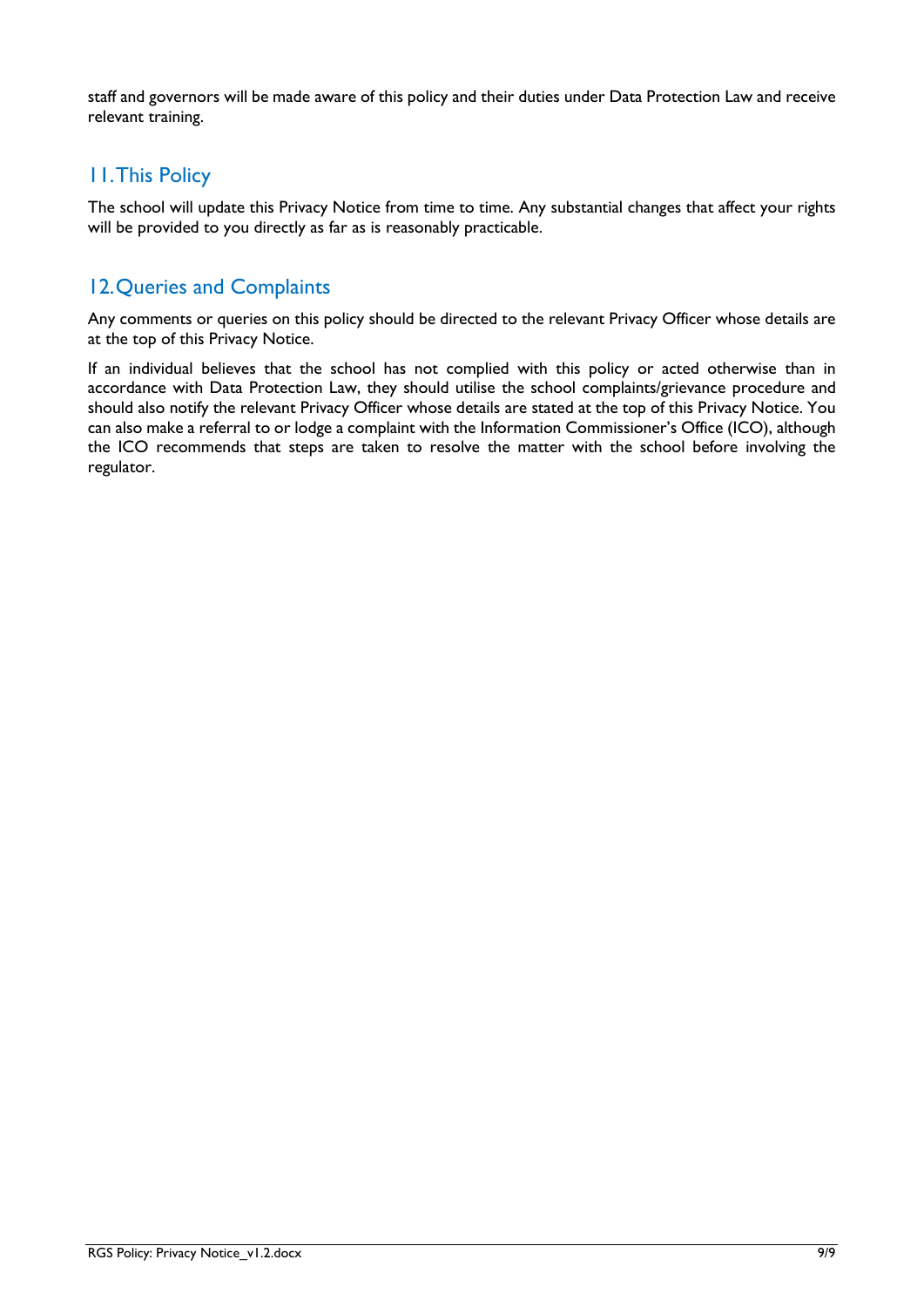staff and governors will be made aware of this policy and their duties under Data Protection Law and receive relevant training.

## 11. This Policy

The school will update this Privacy Notice from time to time. Any substantial changes that affect your rights will be provided to you directly as far as is reasonably practicable.

## 12. Queries and Complaints

Any comments or queries on this policy should be directed to the relevant Privacy Officer whose details are at the top of this Privacy Notice.

If an individual believes that the school has not complied with this policy or acted otherwise than in accordance with Data Protection Law, they should utilise the school complaints/grievance procedure and should also notify the relevant Privacy Officer whose details are stated at the top of this Privacy Notice. You can also make a referral to or lodge a complaint with the Information Commissioner's Office (ICO), although the ICO recommends that steps are taken to resolve the matter with the school before involving the regulator.